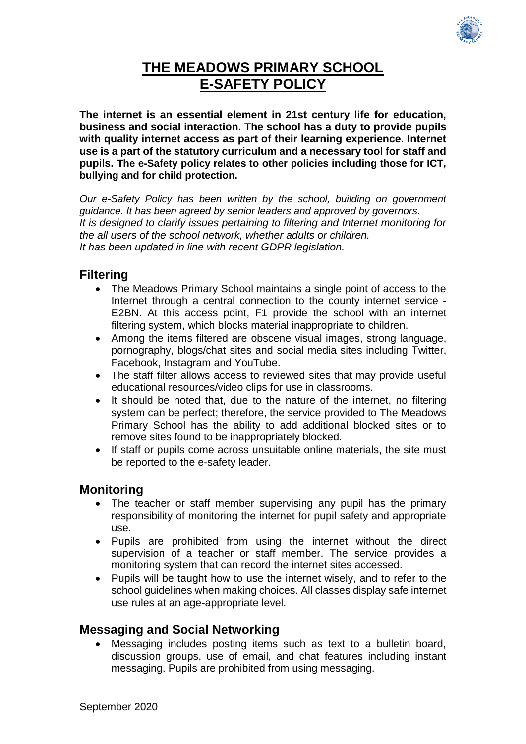# THE MEADOWS PRIMARY SCHOOL
# E-SAFETY POLICY

**The internet is an essential element in 21st century life for education, business and social interaction. The school has a duty to provide pupils with quality internet access as part of their learning experience. Internet use is a part of the statutory curriculum and a necessary tool for staff and pupils. The e-Safety policy relates to other policies including those for ICT, bullying and for child protection.**

*Our e-Safety Policy has been written by the school, building on government guidance. It has been agreed by senior leaders and approved by governors.*
*It is designed to clarify issues pertaining to filtering and Internet monitoring for the all users of the school network, whether adults or children.*
*It has been updated in line with recent GDPR legislation.*

## Filtering

- The Meadows Primary School maintains a single point of access to the Internet through a central connection to the county internet service - E2BN. At this access point, F1 provide the school with an internet filtering system, which blocks material inappropriate to children.
- Among the items filtered are obscene visual images, strong language, pornography, blogs/chat sites and social media sites including Twitter, Facebook, Instagram and YouTube.
- The staff filter allows access to reviewed sites that may provide useful educational resources/video clips for use in classrooms.
- It should be noted that, due to the nature of the internet, no filtering system can be perfect; therefore, the service provided to The Meadows Primary School has the ability to add additional blocked sites or to remove sites found to be inappropriately blocked.
- If staff or pupils come across unsuitable online materials, the site must be reported to the e-safety leader.

## Monitoring

- The teacher or staff member supervising any pupil has the primary responsibility of monitoring the internet for pupil safety and appropriate use.
- Pupils are prohibited from using the internet without the direct supervision of a teacher or staff member. The service provides a monitoring system that can record the internet sites accessed.
- Pupils will be taught how to use the internet wisely, and to refer to the school guidelines when making choices. All classes display safe internet use rules at an age-appropriate level.

## Messaging and Social Networking

- Messaging includes posting items such as text to a bulletin board, discussion groups, use of email, and chat features including instant messaging. Pupils are prohibited from using messaging.

September 2020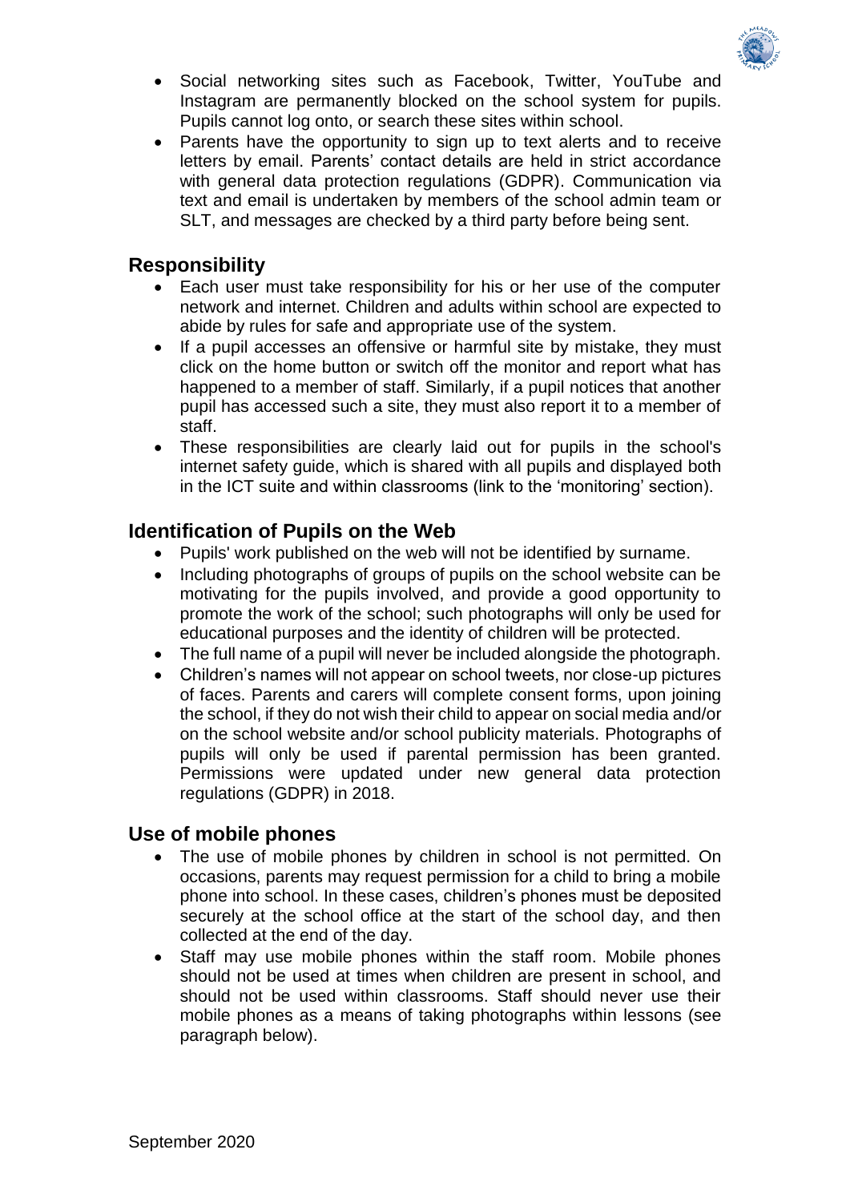- Social networking sites such as Facebook, Twitter, YouTube and Instagram are permanently blocked on the school system for pupils. Pupils cannot log onto, or search these sites within school.
- Parents have the opportunity to sign up to text alerts and to receive letters by email. Parents' contact details are held in strict accordance with general data protection regulations (GDPR). Communication via text and email is undertaken by members of the school admin team or SLT, and messages are checked by a third party before being sent.

## Responsibility

- Each user must take responsibility for his or her use of the computer network and internet. Children and adults within school are expected to abide by rules for safe and appropriate use of the system.
- If a pupil accesses an offensive or harmful site by mistake, they must click on the home button or switch off the monitor and report what has happened to a member of staff. Similarly, if a pupil notices that another pupil has accessed such a site, they must also report it to a member of staff.
- These responsibilities are clearly laid out for pupils in the school's internet safety guide, which is shared with all pupils and displayed both in the ICT suite and within classrooms (link to the 'monitoring' section).

## Identification of Pupils on the Web

- Pupils' work published on the web will not be identified by surname.
- Including photographs of groups of pupils on the school website can be motivating for the pupils involved, and provide a good opportunity to promote the work of the school; such photographs will only be used for educational purposes and the identity of children will be protected.
- The full name of a pupil will never be included alongside the photograph.
- Children's names will not appear on school tweets, nor close-up pictures of faces. Parents and carers will complete consent forms, upon joining the school, if they do not wish their child to appear on social media and/or on the school website and/or school publicity materials. Photographs of pupils will only be used if parental permission has been granted. Permissions were updated under new general data protection regulations (GDPR) in 2018.

## Use of mobile phones

- The use of mobile phones by children in school is not permitted. On occasions, parents may request permission for a child to bring a mobile phone into school. In these cases, children's phones must be deposited securely at the school office at the start of the school day, and then collected at the end of the day.
- Staff may use mobile phones within the staff room. Mobile phones should not be used at times when children are present in school, and should not be used within classrooms. Staff should never use their mobile phones as a means of taking photographs within lessons (see paragraph below).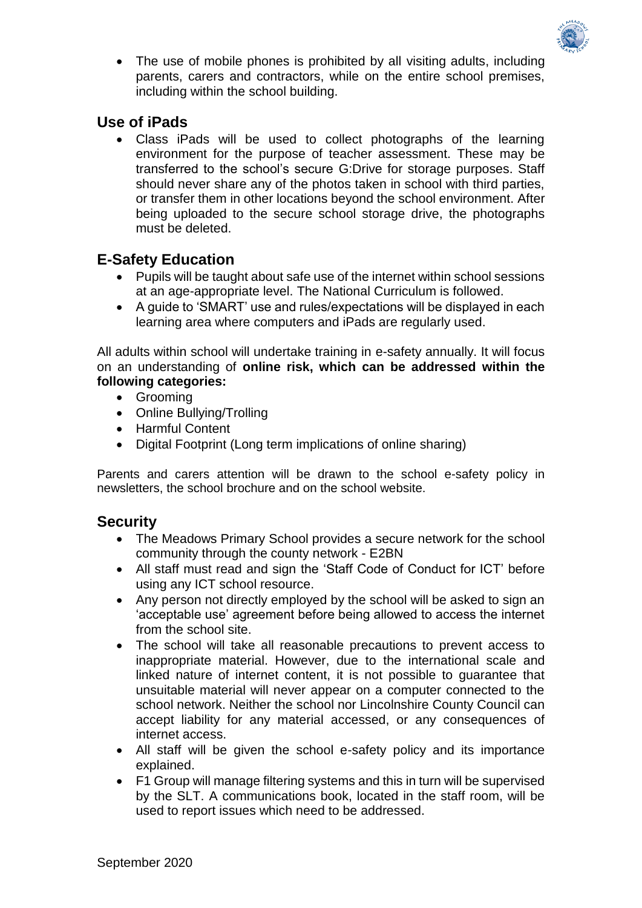- The use of mobile phones is prohibited by all visiting adults, including parents, carers and contractors, while on the entire school premises, including within the school building.

## Use of iPads

- Class iPads will be used to collect photographs of the learning environment for the purpose of teacher assessment. These may be transferred to the school's secure G:Drive for storage purposes. Staff should never share any of the photos taken in school with third parties, or transfer them in other locations beyond the school environment. After being uploaded to the secure school storage drive, the photographs must be deleted.

## E-Safety Education

- Pupils will be taught about safe use of the internet within school sessions at an age-appropriate level. The National Curriculum is followed.
- A guide to 'SMART' use and rules/expectations will be displayed in each learning area where computers and iPads are regularly used.

All adults within school will undertake training in e-safety annually. It will focus on an understanding of **online risk, which can be addressed within the following categories:**

- Grooming
- Online Bullying/Trolling
- Harmful Content
- Digital Footprint (Long term implications of online sharing)

Parents and carers attention will be drawn to the school e-safety policy in newsletters, the school brochure and on the school website.

## Security

- The Meadows Primary School provides a secure network for the school community through the county network - E2BN
- All staff must read and sign the 'Staff Code of Conduct for ICT' before using any ICT school resource.
- Any person not directly employed by the school will be asked to sign an 'acceptable use' agreement before being allowed to access the internet from the school site.
- The school will take all reasonable precautions to prevent access to inappropriate material. However, due to the international scale and linked nature of internet content, it is not possible to guarantee that unsuitable material will never appear on a computer connected to the school network. Neither the school nor Lincolnshire County Council can accept liability for any material accessed, or any consequences of internet access.
- All staff will be given the school e-safety policy and its importance explained.
- F1 Group will manage filtering systems and this in turn will be supervised by the SLT. A communications book, located in the staff room, will be used to report issues which need to be addressed.

September 2020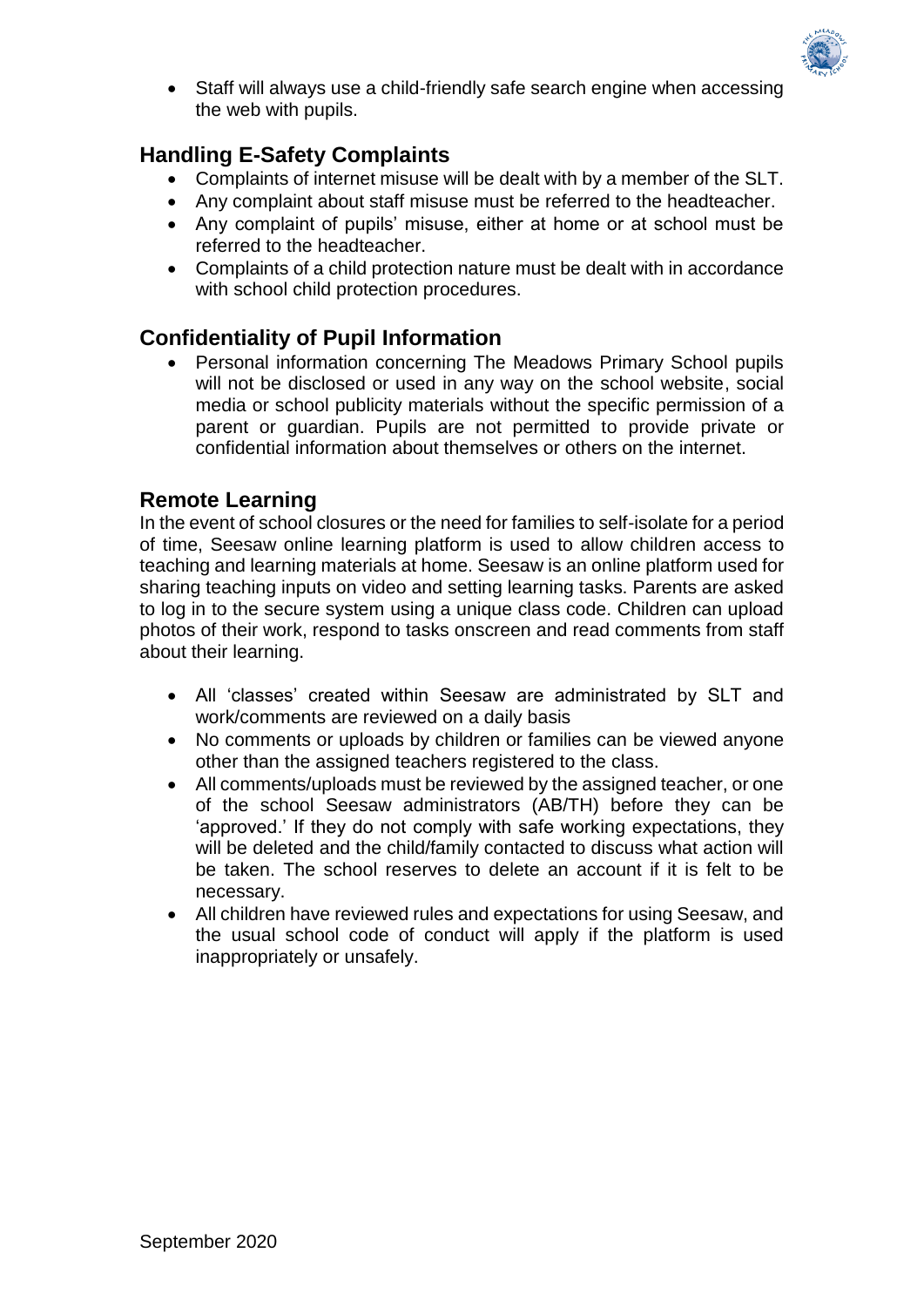- Staff will always use a child-friendly safe search engine when accessing the web with pupils.

## Handling E-Safety Complaints

- Complaints of internet misuse will be dealt with by a member of the SLT.
- Any complaint about staff misuse must be referred to the headteacher.
- Any complaint of pupils' misuse, either at home or at school must be referred to the headteacher.
- Complaints of a child protection nature must be dealt with in accordance with school child protection procedures.

## Confidentiality of Pupil Information

- Personal information concerning The Meadows Primary School pupils will not be disclosed or used in any way on the school website, social media or school publicity materials without the specific permission of a parent or guardian. Pupils are not permitted to provide private or confidential information about themselves or others on the internet.

## Remote Learning

In the event of school closures or the need for families to self-isolate for a period of time, Seesaw online learning platform is used to allow children access to teaching and learning materials at home. Seesaw is an online platform used for sharing teaching inputs on video and setting learning tasks. Parents are asked to log in to the secure system using a unique class code. Children can upload photos of their work, respond to tasks onscreen and read comments from staff about their learning.

- All 'classes' created within Seesaw are administrated by SLT and work/comments are reviewed on a daily basis
- No comments or uploads by children or families can be viewed anyone other than the assigned teachers registered to the class.
- All comments/uploads must be reviewed by the assigned teacher, or one of the school Seesaw administrators (AB/TH) before they can be 'approved.' If they do not comply with safe working expectations, they will be deleted and the child/family contacted to discuss what action will be taken. The school reserves to delete an account if it is felt to be necessary.
- All children have reviewed rules and expectations for using Seesaw, and the usual school code of conduct will apply if the platform is used inappropriately or unsafely.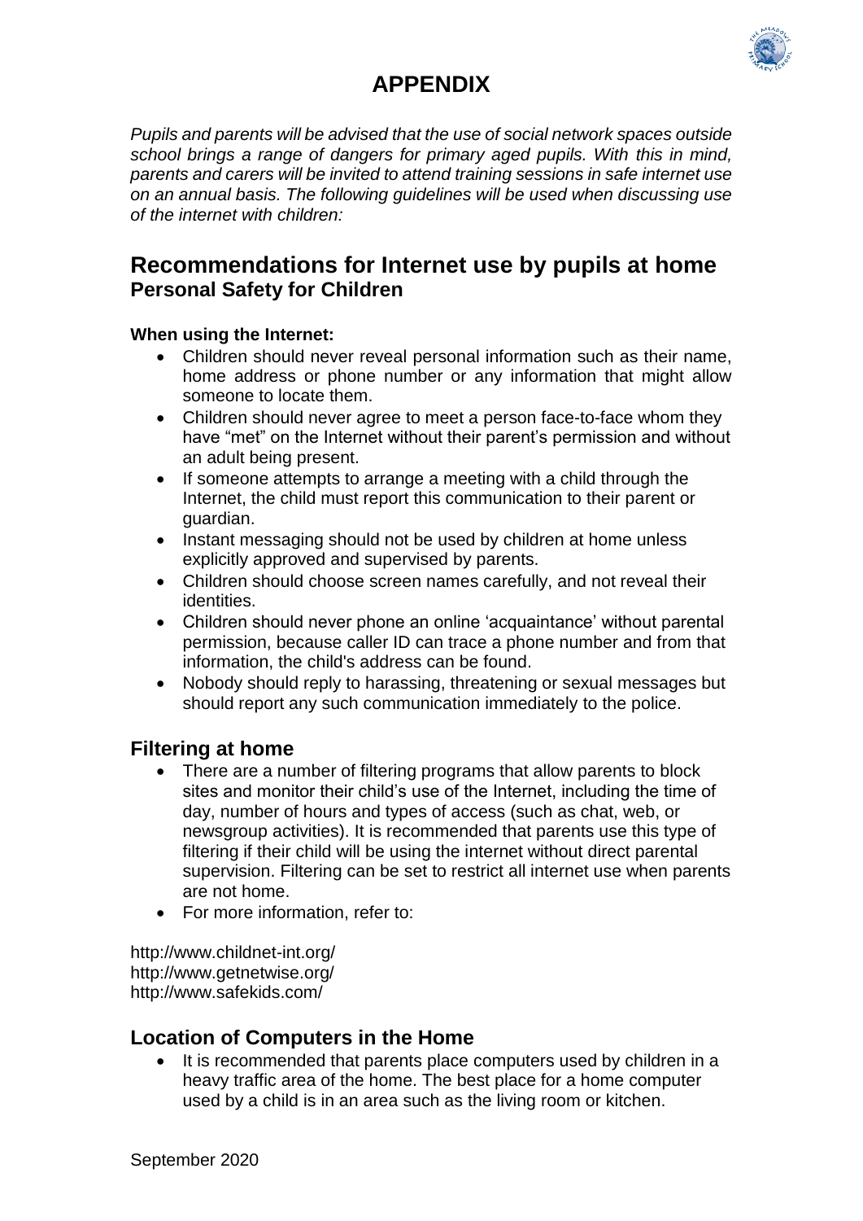# APPENDIX

*Pupils and parents will be advised that the use of social network spaces outside school brings a range of dangers for primary aged pupils. With this in mind, parents and carers will be invited to attend training sessions in safe internet use on an annual basis. The following guidelines will be used when discussing use of the internet with children:*

## Recommendations for Internet use by pupils at home

### Personal Safety for Children

**When using the Internet:**

- Children should never reveal personal information such as their name, home address or phone number or any information that might allow someone to locate them.
- Children should never agree to meet a person face-to-face whom they have "met" on the Internet without their parent's permission and without an adult being present.
- If someone attempts to arrange a meeting with a child through the Internet, the child must report this communication to their parent or guardian.
- Instant messaging should not be used by children at home unless explicitly approved and supervised by parents.
- Children should choose screen names carefully, and not reveal their identities.
- Children should never phone an online 'acquaintance' without parental permission, because caller ID can trace a phone number and from that information, the child's address can be found.
- Nobody should reply to harassing, threatening or sexual messages but should report any such communication immediately to the police.

## Filtering at home

- There are a number of filtering programs that allow parents to block sites and monitor their child's use of the Internet, including the time of day, number of hours and types of access (such as chat, web, or newsgroup activities). It is recommended that parents use this type of filtering if their child will be using the internet without direct parental supervision. Filtering can be set to restrict all internet use when parents are not home.
- For more information, refer to:

http://www.childnet-int.org/
http://www.getnetwise.org/
http://www.safekids.com/

## Location of Computers in the Home

- It is recommended that parents place computers used by children in a heavy traffic area of the home. The best place for a home computer used by a child is in an area such as the living room or kitchen.

September 2020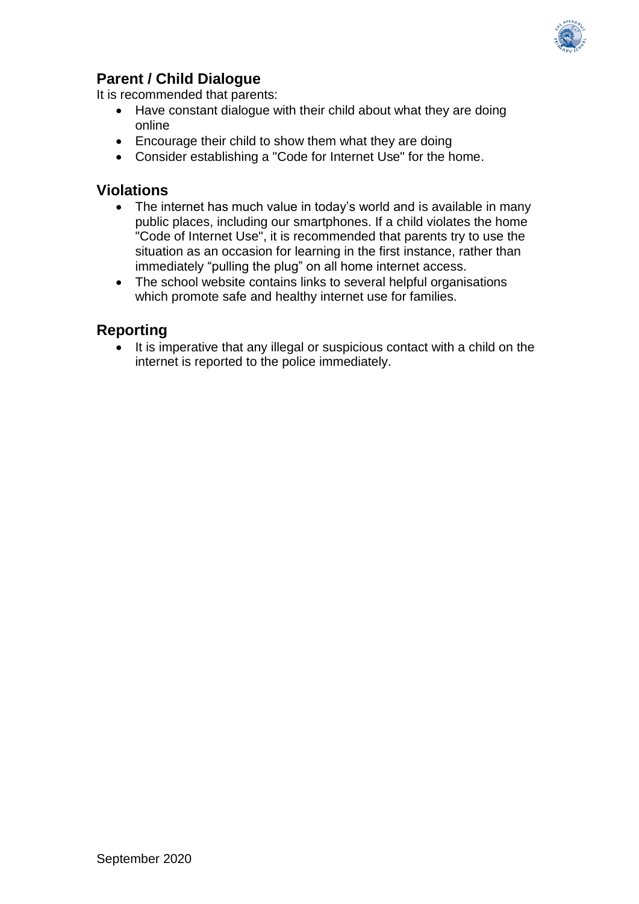## Parent / Child Dialogue

It is recommended that parents:

- Have constant dialogue with their child about what they are doing online
- Encourage their child to show them what they are doing
- Consider establishing a "Code for Internet Use" for the home.

## Violations

- The internet has much value in today's world and is available in many public places, including our smartphones. If a child violates the home "Code of Internet Use", it is recommended that parents try to use the situation as an occasion for learning in the first instance, rather than immediately "pulling the plug" on all home internet access.
- The school website contains links to several helpful organisations which promote safe and healthy internet use for families.

## Reporting

- It is imperative that any illegal or suspicious contact with a child on the internet is reported to the police immediately.

September 2020